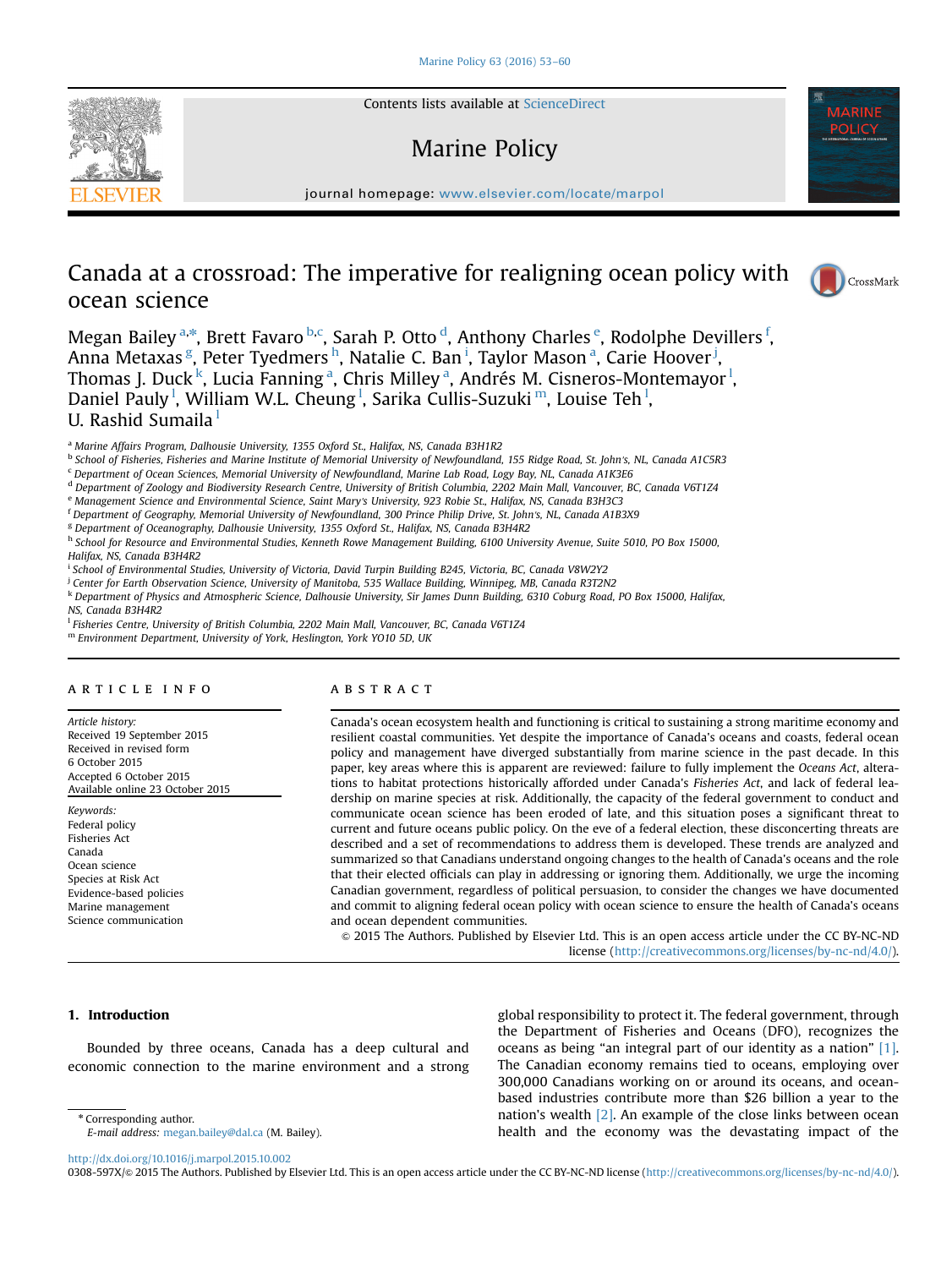# Canada at a crossroad: The imperative for realigning ocean policy with ocean science

Megan Bailey [a,*], Brett Favaro [b,c], Sarah P. Otto [d], Anthony Charles [e], Rodolphe Devillers [f], Anna Metaxas [g], Peter Tyedmers [h], Natalie C. Ban [i], Taylor Mason [a], Carie Hoover [j], Thomas J. Duck [k], Lucia Fanning [a], Chris Milley [a], Andrés M. Cisneros-Montemayor [l], Daniel Pauly [l], William W.L. Cheung [l], Sarika Cullis-Suzuki [m], Louise Teh [l], U. Rashid Sumaila [l]

[a] Marine Affairs Program, Dalhousie University, 1355 Oxford St., Halifax, NS, Canada B3H1R2
[b] School of Fisheries, Fisheries and Marine Institute of Memorial University of Newfoundland, 155 Ridge Road, St. John's, NL, Canada A1C5R3
[c] Department of Ocean Sciences, Memorial University of Newfoundland, Marine Lab Road, Logy Bay, NL, Canada A1K3E6
[d] Department of Zoology and Biodiversity Research Centre, University of British Columbia, 2202 Main Mall, Vancouver, BC, Canada V6T1Z4
[e] Management Science and Environmental Science, Saint Mary's University, 923 Robie St., Halifax, NS, Canada B3H3C3
[f] Department of Geography, Memorial University of Newfoundland, 300 Prince Philip Drive, St. John's, NL, Canada A1B3X9
[g] Department of Oceanography, Dalhousie University, 1355 Oxford St., Halifax, NS, Canada B3H4R2
[h] School for Resource and Environmental Studies, Kenneth Rowe Management Building, 6100 University Avenue, Suite 5010, PO Box 15000, Halifax, NS, Canada B3H4R2
[i] School of Environmental Studies, University of Victoria, David Turpin Building B245, Victoria, BC, Canada V8W2Y2
[j] Center for Earth Observation Science, University of Manitoba, 535 Wallace Building, Winnipeg, MB, Canada R3T2N2
[k] Department of Physics and Atmospheric Science, Dalhousie University, Sir James Dunn Building, 6310 Coburg Road, PO Box 15000, Halifax, NS, Canada B3H4R2
[l] Fisheries Centre, University of British Columbia, 2202 Main Mall, Vancouver, BC, Canada V6T1Z4
[m] Environment Department, University of York, Heslington, York YO10 5D, UK

## ARTICLE INFO

*Article history:*
Received 19 September 2015
Received in revised form
6 October 2015
Accepted 6 October 2015
Available online 23 October 2015

*Keywords:*
Federal policy
Fisheries Act
Canada
Ocean science
Species at Risk Act
Evidence-based policies
Marine management
Science communication

## ABSTRACT

Canada's ocean ecosystem health and functioning is critical to sustaining a strong maritime economy and resilient coastal communities. Yet despite the importance of Canada's oceans and coasts, federal ocean policy and management have diverged substantially from marine science in the past decade. In this paper, key areas where this is apparent are reviewed: failure to fully implement the *Oceans Act*, alterations to habitat protections historically afforded under Canada's *Fisheries Act*, and lack of federal leadership on marine species at risk. Additionally, the capacity of the federal government to conduct and communicate ocean science has been eroded of late, and this situation poses a significant threat to current and future oceans public policy. On the eve of a federal election, these disconcerting threats are described and a set of recommendations to address them is developed. These trends are analyzed and summarized so that Canadians understand ongoing changes to the health of Canada's oceans and the role that their elected officials can play in addressing or ignoring them. Additionally, we urge the incoming Canadian government, regardless of political persuasion, to consider the changes we have documented and commit to aligning federal ocean policy with ocean science to ensure the health of Canada's oceans and ocean dependent communities.

© 2015 The Authors. Published by Elsevier Ltd. This is an open access article under the CC BY-NC-ND license (http://creativecommons.org/licenses/by-nc-nd/4.0/).

## 1. Introduction

Bounded by three oceans, Canada has a deep cultural and economic connection to the marine environment and a strong global responsibility to protect it. The federal government, through the Department of Fisheries and Oceans (DFO), recognizes the oceans as being "an integral part of our identity as a nation" [1]. The Canadian economy remains tied to oceans, employing over 300,000 Canadians working on or around its oceans, and ocean-based industries contribute more than $26 billion a year to the nation's wealth [2]. An example of the close links between ocean health and the economy was the devastating impact of the

* Corresponding author.
*E-mail address:* megan.bailey@dal.ca (M. Bailey).

http://dx.doi.org/10.1016/j.marpol.2015.10.002
0308-597X/© 2015 The Authors. Published by Elsevier Ltd. This is an open access article under the CC BY-NC-ND license (http://creativecommons.org/licenses/by-nc-nd/4.0/).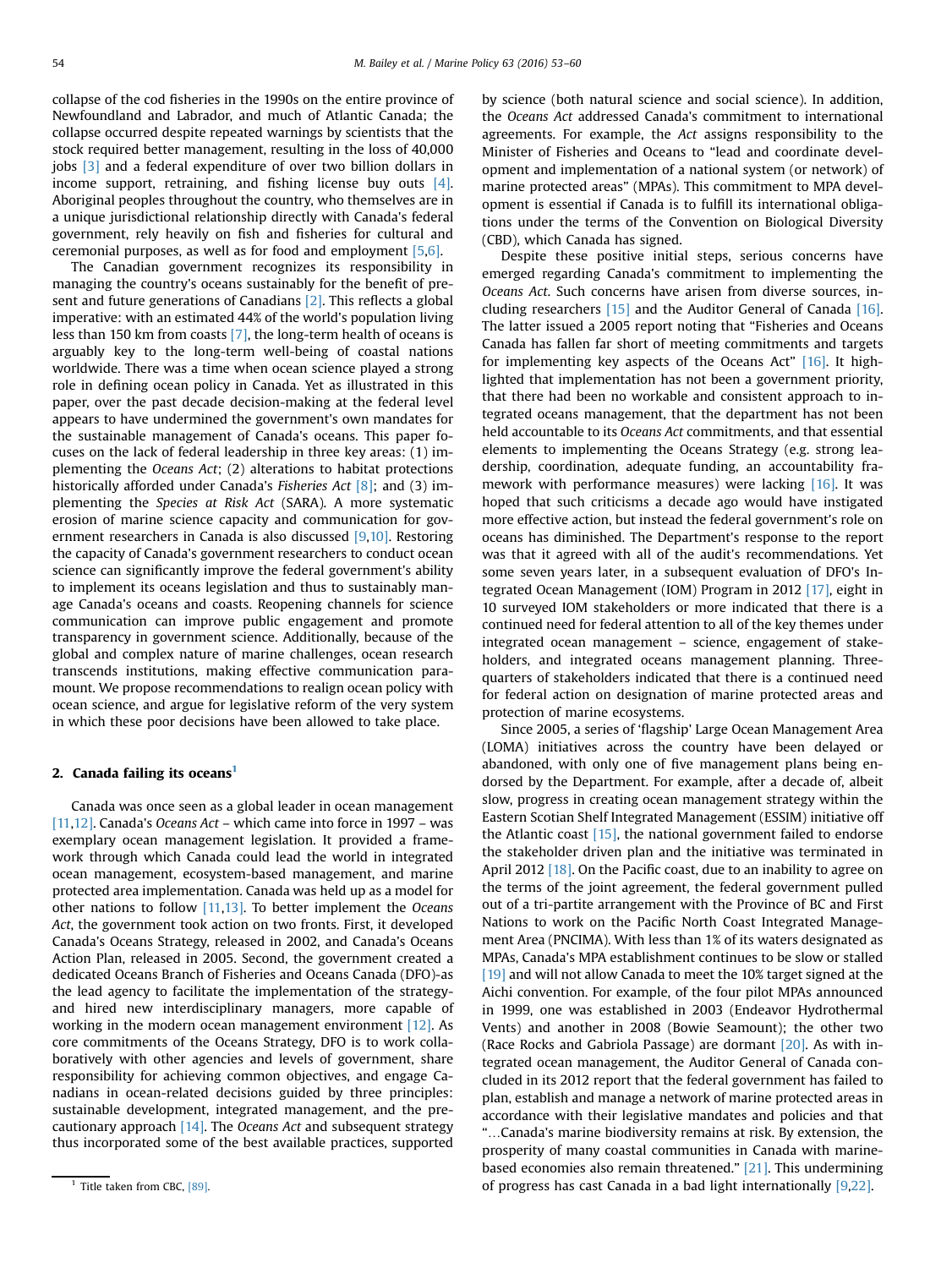collapse of the cod fisheries in the 1990s on the entire province of Newfoundland and Labrador, and much of Atlantic Canada; the collapse occurred despite repeated warnings by scientists that the stock required better management, resulting in the loss of 40,000 jobs [3] and a federal expenditure of over two billion dollars in income support, retraining, and fishing license buy outs [4]. Aboriginal peoples throughout the country, who themselves are in a unique jurisdictional relationship directly with Canada's federal government, rely heavily on fish and fisheries for cultural and ceremonial purposes, as well as for food and employment [5,6].

The Canadian government recognizes its responsibility in managing the country's oceans sustainably for the benefit of present and future generations of Canadians [2]. This reflects a global imperative: with an estimated 44% of the world's population living less than 150 km from coasts [7], the long-term health of oceans is arguably key to the long-term well-being of coastal nations worldwide. There was a time when ocean science played a strong role in defining ocean policy in Canada. Yet as illustrated in this paper, over the past decade decision-making at the federal level appears to have undermined the government's own mandates for the sustainable management of Canada's oceans. This paper focuses on the lack of federal leadership in three key areas: (1) implementing the *Oceans Act*; (2) alterations to habitat protections historically afforded under Canada's *Fisheries Act* [8]; and (3) implementing the *Species at Risk Act* (SARA). A more systematic erosion of marine science capacity and communication for government researchers in Canada is also discussed [9,10]. Restoring the capacity of Canada's government researchers to conduct ocean science can significantly improve the federal government's ability to implement its oceans legislation and thus to sustainably manage Canada's oceans and coasts. Reopening channels for science communication can improve public engagement and promote transparency in government science. Additionally, because of the global and complex nature of marine challenges, ocean research transcends institutions, making effective communication paramount. We propose recommendations to realign ocean policy with ocean science, and argue for legislative reform of the very system in which these poor decisions have been allowed to take place.

## 2. Canada failing its oceans[1]

Canada was once seen as a global leader in ocean management [11,12]. Canada's *Oceans Act* – which came into force in 1997 – was exemplary ocean management legislation. It provided a framework through which Canada could lead the world in integrated ocean management, ecosystem-based management, and marine protected area implementation. Canada was held up as a model for other nations to follow [11,13]. To better implement the *Oceans Act*, the government took action on two fronts. First, it developed Canada's Oceans Strategy, released in 2002, and Canada's Oceans Action Plan, released in 2005. Second, the government created a dedicated Oceans Branch of Fisheries and Oceans Canada (DFO)-as the lead agency to facilitate the implementation of the strategy-and hired new interdisciplinary managers, more capable of working in the modern ocean management environment [12]. As core commitments of the Oceans Strategy, DFO is to work collaboratively with other agencies and levels of government, share responsibility for achieving common objectives, and engage Canadians in ocean-related decisions guided by three principles: sustainable development, integrated management, and the precautionary approach [14]. The *Oceans Act* and subsequent strategy thus incorporated some of the best available practices, supported by science (both natural science and social science). In addition, the *Oceans Act* addressed Canada's commitment to international agreements. For example, the *Act* assigns responsibility to the Minister of Fisheries and Oceans to "lead and coordinate development and implementation of a national system (or network) of marine protected areas" (MPAs). This commitment to MPA development is essential if Canada is to fulfill its international obligations under the terms of the Convention on Biological Diversity (CBD), which Canada has signed.

Despite these positive initial steps, serious concerns have emerged regarding Canada's commitment to implementing the *Oceans Act*. Such concerns have arisen from diverse sources, including researchers [15] and the Auditor General of Canada [16]. The latter issued a 2005 report noting that "Fisheries and Oceans Canada has fallen far short of meeting commitments and targets for implementing key aspects of the Oceans Act" [16]. It highlighted that implementation has not been a government priority, that there had been no workable and consistent approach to integrated oceans management, that the department has not been held accountable to its *Oceans Act* commitments, and that essential elements to implementing the Oceans Strategy (e.g. strong leadership, coordination, adequate funding, an accountability framework with performance measures) were lacking [16]. It was hoped that such criticisms a decade ago would have instigated more effective action, but instead the federal government's role on oceans has diminished. The Department's response to the report was that it agreed with all of the audit's recommendations. Yet some seven years later, in a subsequent evaluation of DFO's Integrated Ocean Management (IOM) Program in 2012 [17], eight in 10 surveyed IOM stakeholders or more indicated that there is a continued need for federal attention to all of the key themes under integrated ocean management – science, engagement of stakeholders, and integrated oceans management planning. Three-quarters of stakeholders indicated that there is a continued need for federal action on designation of marine protected areas and protection of marine ecosystems.

Since 2005, a series of 'flagship' Large Ocean Management Area (LOMA) initiatives across the country have been delayed or abandoned, with only one of five management plans being endorsed by the Department. For example, after a decade of, albeit slow, progress in creating ocean management strategy within the Eastern Scotian Shelf Integrated Management (ESSIM) initiative off the Atlantic coast [15], the national government failed to endorse the stakeholder driven plan and the initiative was terminated in April 2012 [18]. On the Pacific coast, due to an inability to agree on the terms of the joint agreement, the federal government pulled out of a tri-partite arrangement with the Province of BC and First Nations to work on the Pacific North Coast Integrated Management Area (PNCIMA). With less than 1% of its waters designated as MPAs, Canada's MPA establishment continues to be slow or stalled [19] and will not allow Canada to meet the 10% target signed at the Aichi convention. For example, of the four pilot MPAs announced in 1999, one was established in 2003 (Endeavor Hydrothermal Vents) and another in 2008 (Bowie Seamount); the other two (Race Rocks and Gabriola Passage) are dormant [20]. As with integrated ocean management, the Auditor General of Canada concluded in its 2012 report that the federal government has failed to plan, establish and manage a network of marine protected areas in accordance with their legislative mandates and policies and that "…Canada's marine biodiversity remains at risk. By extension, the prosperity of many coastal communities in Canada with marine-based economies also remain threatened." [21]. This undermining of progress has cast Canada in a bad light internationally [9,22].

[1] Title taken from CBC, [89].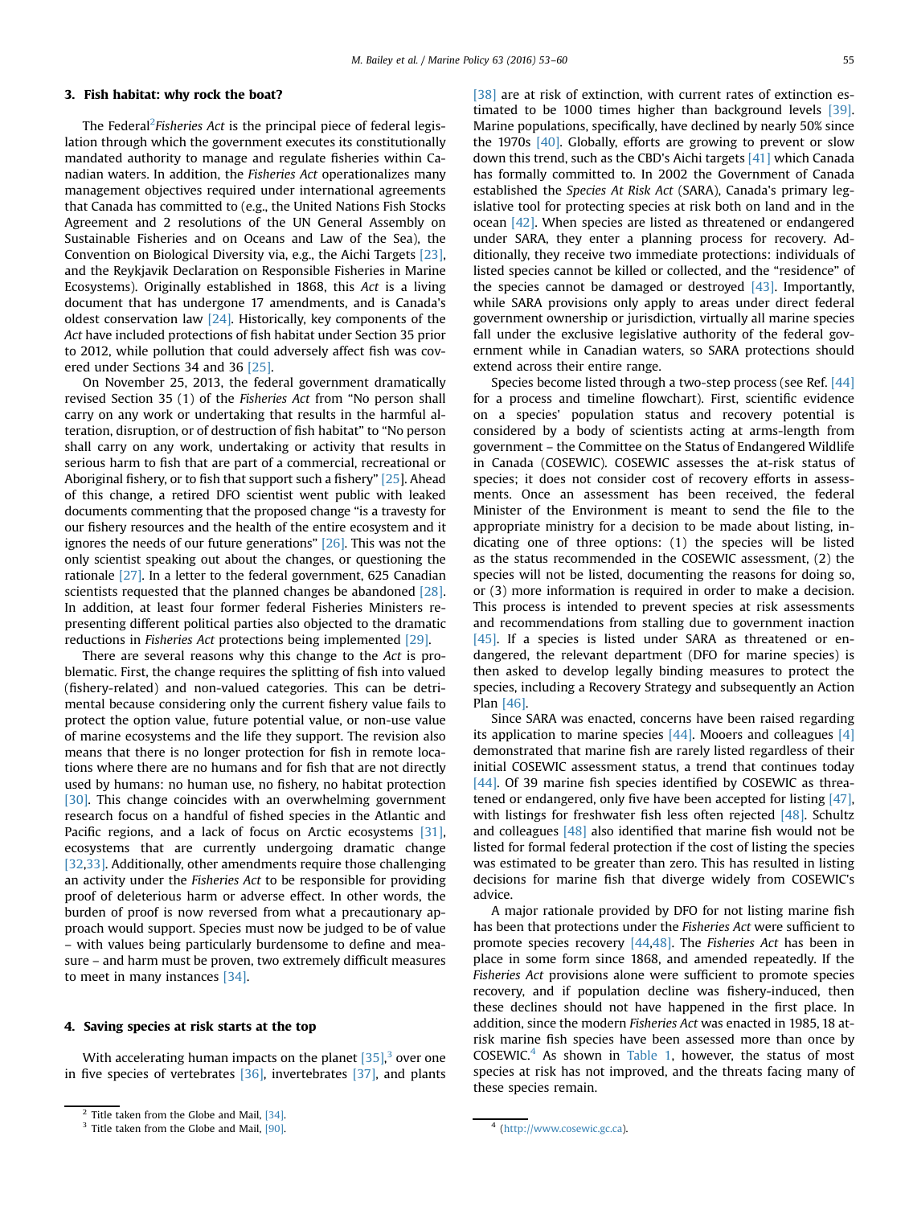## 3. Fish habitat: why rock the boat?

The Federal[2] *Fisheries Act* is the principal piece of federal legislation through which the government executes its constitutionally mandated authority to manage and regulate fisheries within Canadian waters. In addition, the *Fisheries Act* operationalizes many management objectives required under international agreements that Canada has committed to (e.g., the United Nations Fish Stocks Agreement and 2 resolutions of the UN General Assembly on Sustainable Fisheries and on Oceans and Law of the Sea), the Convention on Biological Diversity via, e.g., the Aichi Targets [23], and the Reykjavik Declaration on Responsible Fisheries in Marine Ecosystems). Originally established in 1868, this *Act* is a living document that has undergone 17 amendments, and is Canada's oldest conservation law [24]. Historically, key components of the *Act* have included protections of fish habitat under Section 35 prior to 2012, while pollution that could adversely affect fish was covered under Sections 34 and 36 [25].

On November 25, 2013, the federal government dramatically revised Section 35 (1) of the *Fisheries Act* from "No person shall carry on any work or undertaking that results in the harmful alteration, disruption, or of destruction of fish habitat" to "No person shall carry on any work, undertaking or activity that results in serious harm to fish that are part of a commercial, recreational or Aboriginal fishery, or to fish that support such a fishery" [25]. Ahead of this change, a retired DFO scientist went public with leaked documents commenting that the proposed change "is a travesty for our fishery resources and the health of the entire ecosystem and it ignores the needs of our future generations" [26]. This was not the only scientist speaking out about the changes, or questioning the rationale [27]. In a letter to the federal government, 625 Canadian scientists requested that the planned changes be abandoned [28]. In addition, at least four former federal Fisheries Ministers representing different political parties also objected to the dramatic reductions in *Fisheries Act* protections being implemented [29].

There are several reasons why this change to the *Act* is problematic. First, the change requires the splitting of fish into valued (fishery-related) and non-valued categories. This can be detrimental because considering only the current fishery value fails to protect the option value, future potential value, or non-use value of marine ecosystems and the life they support. The revision also means that there is no longer protection for fish in remote locations where there are no humans and for fish that are not directly used by humans: no human use, no fishery, no habitat protection [30]. This change coincides with an overwhelming government research focus on a handful of fished species in the Atlantic and Pacific regions, and a lack of focus on Arctic ecosystems [31], ecosystems that are currently undergoing dramatic change [32,33]. Additionally, other amendments require those challenging an activity under the *Fisheries Act* to be responsible for providing proof of deleterious harm or adverse effect. In other words, the burden of proof is now reversed from what a precautionary approach would support. Species must now be judged to be of value – with values being particularly burdensome to define and measure – and harm must be proven, two extremely difficult measures to meet in many instances [34].

## 4. Saving species at risk starts at the top

With accelerating human impacts on the planet [35],[3] over one in five species of vertebrates [36], invertebrates [37], and plants [38] are at risk of extinction, with current rates of extinction estimated to be 1000 times higher than background levels [39]. Marine populations, specifically, have declined by nearly 50% since the 1970s [40]. Globally, efforts are growing to prevent or slow down this trend, such as the CBD's Aichi targets [41] which Canada has formally committed to. In 2002 the Government of Canada established the *Species At Risk Act* (SARA), Canada's primary legislative tool for protecting species at risk both on land and in the ocean [42]. When species are listed as threatened or endangered under SARA, they enter a planning process for recovery. Additionally, they receive two immediate protections: individuals of listed species cannot be killed or collected, and the "residence" of the species cannot be damaged or destroyed [43]. Importantly, while SARA provisions only apply to areas under direct federal government ownership or jurisdiction, virtually all marine species fall under the exclusive legislative authority of the federal government while in Canadian waters, so SARA protections should extend across their entire range.

Species become listed through a two-step process (see Ref. [44] for a process and timeline flowchart). First, scientific evidence on a species' population status and recovery potential is considered by a body of scientists acting at arms-length from government – the Committee on the Status of Endangered Wildlife in Canada (COSEWIC). COSEWIC assesses the at-risk status of species; it does not consider cost of recovery efforts in assessments. Once an assessment has been received, the federal Minister of the Environment is meant to send the file to the appropriate ministry for a decision to be made about listing, indicating one of three options: (1) the species will be listed as the status recommended in the COSEWIC assessment, (2) the species will not be listed, documenting the reasons for doing so, or (3) more information is required in order to make a decision. This process is intended to prevent species at risk assessments and recommendations from stalling due to government inaction [45]. If a species is listed under SARA as threatened or endangered, the relevant department (DFO for marine species) is then asked to develop legally binding measures to protect the species, including a Recovery Strategy and subsequently an Action Plan [46].

Since SARA was enacted, concerns have been raised regarding its application to marine species [44]. Mooers and colleagues [4] demonstrated that marine fish are rarely listed regardless of their initial COSEWIC assessment status, a trend that continues today [44]. Of 39 marine fish species identified by COSEWIC as threatened or endangered, only five have been accepted for listing [47], while listings for freshwater fish less often rejected [48]. Schultz and colleagues [48] also identified that marine fish would not be listed for formal federal protection if the cost of listing the species was estimated to be greater than zero. This has resulted in listing decisions for marine fish that diverge widely from COSEWIC's advice.

A major rationale provided by DFO for not listing marine fish has been that protections under the *Fisheries Act* were sufficient to promote species recovery [44,48]. The *Fisheries Act* has been in place in some form since 1868, and amended repeatedly. If the *Fisheries Act* provisions alone were sufficient to promote species recovery, and if population decline was fishery-induced, then these declines should not have happened in the first place. In addition, since the modern *Fisheries Act* was enacted in 1985, 18 at-risk marine fish species have been assessed more than once by COSEWIC.[4] As shown in Table 1, however, the status of most species at risk has not improved, and the threats facing many of these species remain.

[2] Title taken from the Globe and Mail, [34].

[3] Title taken from the Globe and Mail, [90].

[4] (http://www.cosewic.gc.ca).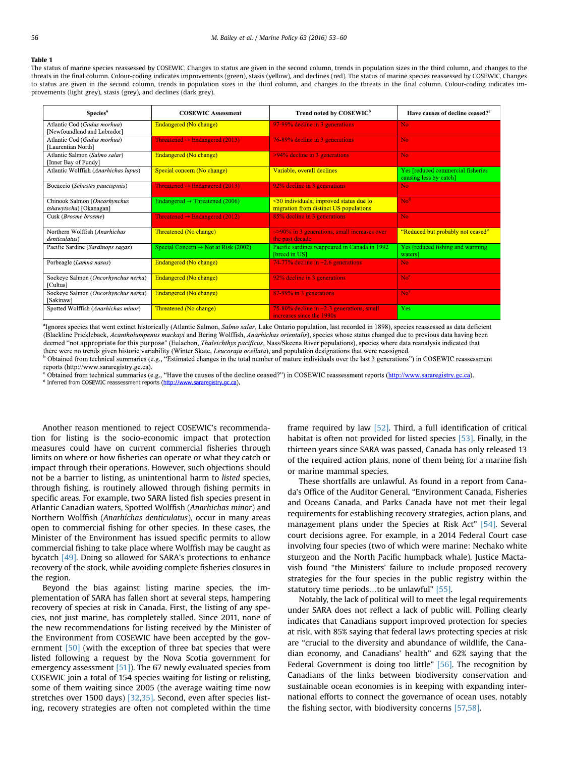**Table 1**
The status of marine species reassessed by COSEWIC. Changes to status are given in the second column, trends in population sizes in the third column, and changes to the threats in the final column. Colour-coding indicates improvements (green), stasis (yellow), and declines (red). The status of marine species reassessed by COSEWIC. Changes to status are given in the second column, trends in population sizes in the third column, and changes to the threats in the final column. Colour-coding indicates improvements (light grey), stasis (grey), and declines (dark grey).

| Species[a] | COSEWIC Assessment | Trend noted by COSEWIC[b] | Have causes of decline ceased?[c] |
|---|---|---|---|
| Atlantic Cod (*Gadus morhua*) [Newfoundland and Labrador] | Endangered (No change) | 97-99% decline in 3 generations | No |
| Atlantic Cod (*Gadus morhua*) [Laurentian North] | Threatened → Endangered (2013) | 76-89% decline in 3 generations | No |
| Atlantic Salmon (*Salmo salar*) [Inner Bay of Fundy] | Endangered (No change) | >94% decline in 3 generations | No |
| Atlantic Wolffish (*Anarhichas lupus*) | Special concern (No change) | Variable, overall declines | Yes [reduced commercial fisheries causing less by-catch] |
| Bocaccio (*Sebastes paucispinis*) | Threatened → Endangered (2013) | 92% decline in 3 generations | No |
| Chinook Salmon (*Oncorhynchus tshawytscha*) [Okanagan] | Endangered → Threatened (2006) | <50 individuals; improved status due to migration from distinct US populations | No[d] |
| Cusk (*Brosme brosme*) | Threatened → Endangered (2012) | 85% decline in 3 generations | No |
| Northern Wolffish (*Anarhichas denticulatus*) | Threatened (No change) | ~>90% in 3 generations, small increases over the past decade | "Reduced but probably not ceased" |
| Pacific Sardine (*Sardinops sagax*) | Special Concern → Not at Risk (2002) | Pacific sardines reappeared in Canada in 1992 [breed in US] | Yes [reduced fishing and warming waters] |
| Porbeagle (*Lamna nasus*) | Endangered (No change) | 74-77% decline in ~2.6 generations | No |
| Sockeye Salmon (*Oncorhynchus nerka*) [Cultus] | Endangered (No change) | 92% decline in 3 generations | No[c] |
| Sockeye Salmon (*Oncorhynchus nerka*) [Sakinaw] | Endangered (No change) | 87-99% in 3 generations | No[c] |
| Spotted Wolffish (*Anarhichas minor*) | Threatened (No change) | 75-80% decline in ~2-3 generations, small increases since the 1990s | Yes |

[a]Ignores species that went extinct historically (Atlantic Salmon, *Salmo salar*, Lake Ontario population, last recorded in 1898), species reassessed as data deficient (Blackline Prickleback, *Acantholumpenus mackayi* and Bering Wolffish, *Anarhichas orientalis*), species whose status changed due to previous data having been deemed "not appropriate for this purpose" (Eulachon, *Thaleichthys pacificus*, Nass/Skeena River populations), species where data reanalysis indicated that there were no trends given historic variability (Winter Skate, *Leucoraja ocellata*), and population designations that were reassigned.
[b] Obtained from technical summaries (e.g., "Estimated changes in the total number of mature individuals over the last 3 generations") in COSEWIC reassessment reports (http://www.sararegistry.gc.ca).
[c] Obtained from technical summaries (e.g., "Have the causes of the decline ceased?") in COSEWIC reassessment reports (http://www.sararegistry.gc.ca).
[d] Inferred from COSEWIC reassessment reports (http://www.sararegistry.gc.ca).

Another reason mentioned to reject COSEWIC's recommendation for listing is the socio-economic impact that protection measures could have on current commercial fisheries through limits on where or how fisheries can operate or what they catch or impact through their operations. However, such objections should not be a barrier to listing, as unintentional harm to *listed* species, through fishing, is routinely allowed through fishing permits in specific areas. For example, two SARA listed fish species present in Atlantic Canadian waters, Spotted Wolffish (*Anarhichas minor*) and Northern Wolffish (*Anarhichas denticulatus*), occur in many areas open to commercial fishing for other species. In these cases, the Minister of the Environment has issued specific permits to allow commercial fishing to take place where Wolffish may be caught as bycatch [49]. Doing so allowed for SARA's protections to enhance recovery of the stock, while avoiding complete fisheries closures in the region.

Beyond the bias against listing marine species, the implementation of SARA has fallen short at several steps, hampering recovery of species at risk in Canada. First, the listing of any species, not just marine, has completely stalled. Since 2011, none of the new recommendations for listing received by the Minister of the Environment from COSEWIC have been accepted by the government [50] (with the exception of three bat species that were listed following a request by the Nova Scotia government for emergency assessment [51]). The 67 newly evaluated species from COSEWIC join a total of 154 species waiting for listing or relisting, some of them waiting since 2005 (the average waiting time now stretches over 1500 days) [32,35]. Second, even after species listing, recovery strategies are often not completed within the time frame required by law [52]. Third, a full identification of critical habitat is often not provided for listed species [53]. Finally, in the thirteen years since SARA was passed, Canada has only released 13 of the required action plans, none of them being for a marine fish or marine mammal species.

These shortfalls are unlawful. As found in a report from Canada's Office of the Auditor General, "Environment Canada, Fisheries and Oceans Canada, and Parks Canada have not met their legal requirements for establishing recovery strategies, action plans, and management plans under the Species at Risk Act" [54]. Several court decisions agree. For example, in a 2014 Federal Court case involving four species (two of which were marine: Nechako white sturgeon and the North Pacific humpback whale), Justice Mactavish found "the Ministers' failure to include proposed recovery strategies for the four species in the public registry within the statutory time periods…to be unlawful" [55].

Notably, the lack of political will to meet the legal requirements under SARA does not reflect a lack of public will. Polling clearly indicates that Canadians support improved protection for species at risk, with 85% saying that federal laws protecting species at risk are "crucial to the diversity and abundance of wildlife, the Canadian economy, and Canadians' health" and 62% saying that the Federal Government is doing too little" [56]. The recognition by Canadians of the links between biodiversity conservation and sustainable ocean economies is in keeping with expanding international efforts to connect the governance of ocean uses, notably the fishing sector, with biodiversity concerns [57,58].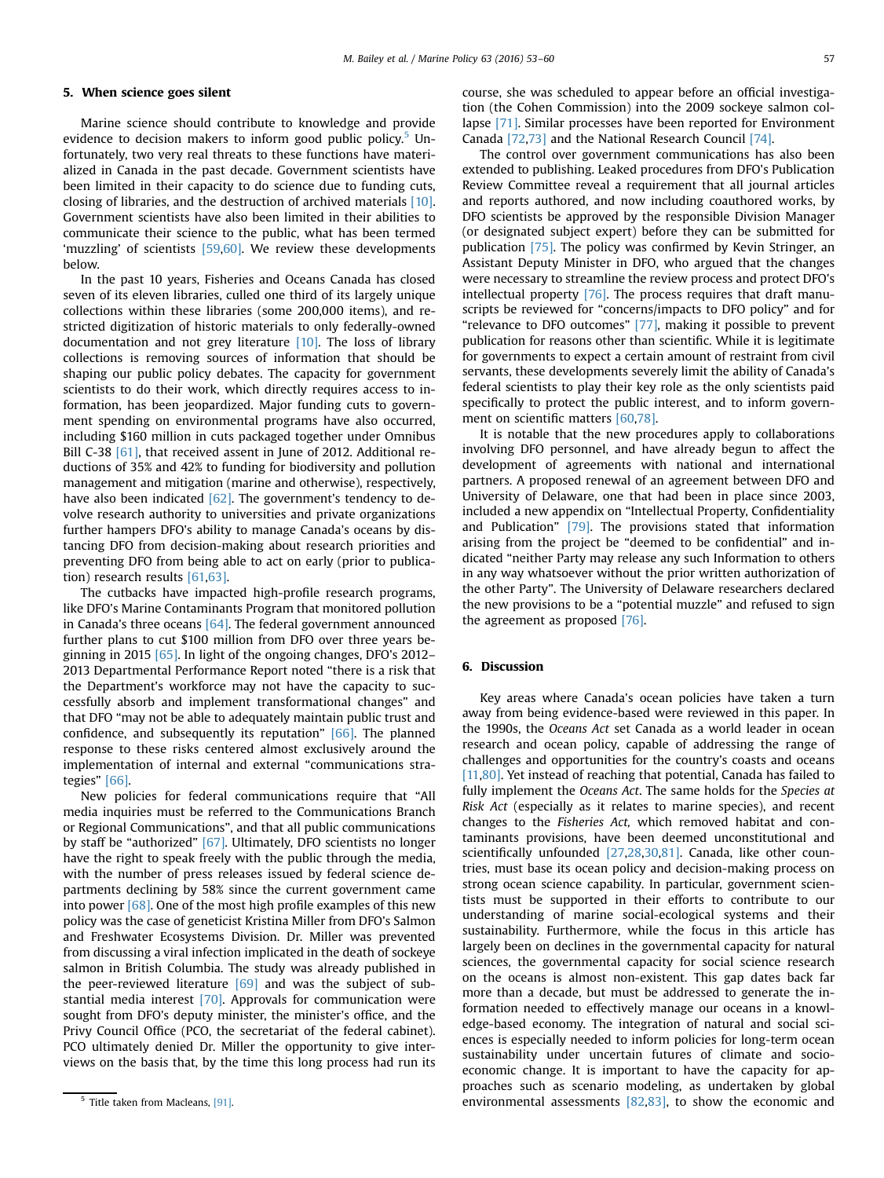## 5. When science goes silent

Marine science should contribute to knowledge and provide evidence to decision makers to inform good public policy.[5] Unfortunately, two very real threats to these functions have materialized in Canada in the past decade. Government scientists have been limited in their capacity to do science due to funding cuts, closing of libraries, and the destruction of archived materials [10]. Government scientists have also been limited in their abilities to communicate their science to the public, what has been termed 'muzzling' of scientists [59,60]. We review these developments below.

In the past 10 years, Fisheries and Oceans Canada has closed seven of its eleven libraries, culled one third of its largely unique collections within these libraries (some 200,000 items), and restricted digitization of historic materials to only federally-owned documentation and not grey literature [10]. The loss of library collections is removing sources of information that should be shaping our public policy debates. The capacity for government scientists to do their work, which directly requires access to information, has been jeopardized. Major funding cuts to government spending on environmental programs have also occurred, including $160 million in cuts packaged together under Omnibus Bill C-38 [61], that received assent in June of 2012. Additional reductions of 35% and 42% to funding for biodiversity and pollution management and mitigation (marine and otherwise), respectively, have also been indicated [62]. The government's tendency to devolve research authority to universities and private organizations further hampers DFO's ability to manage Canada's oceans by distancing DFO from decision-making about research priorities and preventing DFO from being able to act on early (prior to publication) research results [61,63].

The cutbacks have impacted high-profile research programs, like DFO's Marine Contaminants Program that monitored pollution in Canada's three oceans [64]. The federal government announced further plans to cut $100 million from DFO over three years beginning in 2015 [65]. In light of the ongoing changes, DFO's 2012–2013 Departmental Performance Report noted "there is a risk that the Department's workforce may not have the capacity to successfully absorb and implement transformational changes" and that DFO "may not be able to adequately maintain public trust and confidence, and subsequently its reputation" [66]. The planned response to these risks centered almost exclusively around the implementation of internal and external "communications strategies" [66].

New policies for federal communications require that "All media inquiries must be referred to the Communications Branch or Regional Communications", and that all public communications by staff be "authorized" [67]. Ultimately, DFO scientists no longer have the right to speak freely with the public through the media, with the number of press releases issued by federal science departments declining by 58% since the current government came into power [68]. One of the most high profile examples of this new policy was the case of geneticist Kristina Miller from DFO's Salmon and Freshwater Ecosystems Division. Dr. Miller was prevented from discussing a viral infection implicated in the death of sockeye salmon in British Columbia. The study was already published in the peer-reviewed literature [69] and was the subject of substantial media interest [70]. Approvals for communication were sought from DFO's deputy minister, the minister's office, and the Privy Council Office (PCO, the secretariat of the federal cabinet). PCO ultimately denied Dr. Miller the opportunity to give interviews on the basis that, by the time this long process had run its course, she was scheduled to appear before an official investigation (the Cohen Commission) into the 2009 sockeye salmon collapse [71]. Similar processes have been reported for Environment Canada [72,73] and the National Research Council [74].

The control over government communications has also been extended to publishing. Leaked procedures from DFO's Publication Review Committee reveal a requirement that all journal articles and reports authored, and now including coauthored works, by DFO scientists be approved by the responsible Division Manager (or designated subject expert) before they can be submitted for publication [75]. The policy was confirmed by Kevin Stringer, an Assistant Deputy Minister in DFO, who argued that the changes were necessary to streamline the review process and protect DFO's intellectual property [76]. The process requires that draft manuscripts be reviewed for "concerns/impacts to DFO policy" and for "relevance to DFO outcomes" [77], making it possible to prevent publication for reasons other than scientific. While it is legitimate for governments to expect a certain amount of restraint from civil servants, these developments severely limit the ability of Canada's federal scientists to play their key role as the only scientists paid specifically to protect the public interest, and to inform government on scientific matters [60,78].

It is notable that the new procedures apply to collaborations involving DFO personnel, and have already begun to affect the development of agreements with national and international partners. A proposed renewal of an agreement between DFO and University of Delaware, one that had been in place since 2003, included a new appendix on "Intellectual Property, Confidentiality and Publication" [79]. The provisions stated that information arising from the project be "deemed to be confidential" and indicated "neither Party may release any such Information to others in any way whatsoever without the prior written authorization of the other Party". The University of Delaware researchers declared the new provisions to be a "potential muzzle" and refused to sign the agreement as proposed [76].

## 6. Discussion

Key areas where Canada's ocean policies have taken a turn away from being evidence-based were reviewed in this paper. In the 1990s, the *Oceans Act* set Canada as a world leader in ocean research and ocean policy, capable of addressing the range of challenges and opportunities for the country's coasts and oceans [11,80]. Yet instead of reaching that potential, Canada has failed to fully implement the *Oceans Act*. The same holds for the *Species at Risk Act* (especially as it relates to marine species), and recent changes to the *Fisheries Act,* which removed habitat and contaminants provisions, have been deemed unconstitutional and scientifically unfounded [27,28,30,81]. Canada, like other countries, must base its ocean policy and decision-making process on strong ocean science capability. In particular, government scientists must be supported in their efforts to contribute to our understanding of marine social-ecological systems and their sustainability. Furthermore, while the focus in this article has largely been on declines in the governmental capacity for natural sciences, the governmental capacity for social science research on the oceans is almost non-existent. This gap dates back far more than a decade, but must be addressed to generate the information needed to effectively manage our oceans in a knowledge-based economy. The integration of natural and social sciences is especially needed to inform policies for long-term ocean sustainability under uncertain futures of climate and socio-economic change. It is important to have the capacity for approaches such as scenario modeling, as undertaken by global environmental assessments [82,83], to show the economic and

[5] Title taken from Macleans, [91].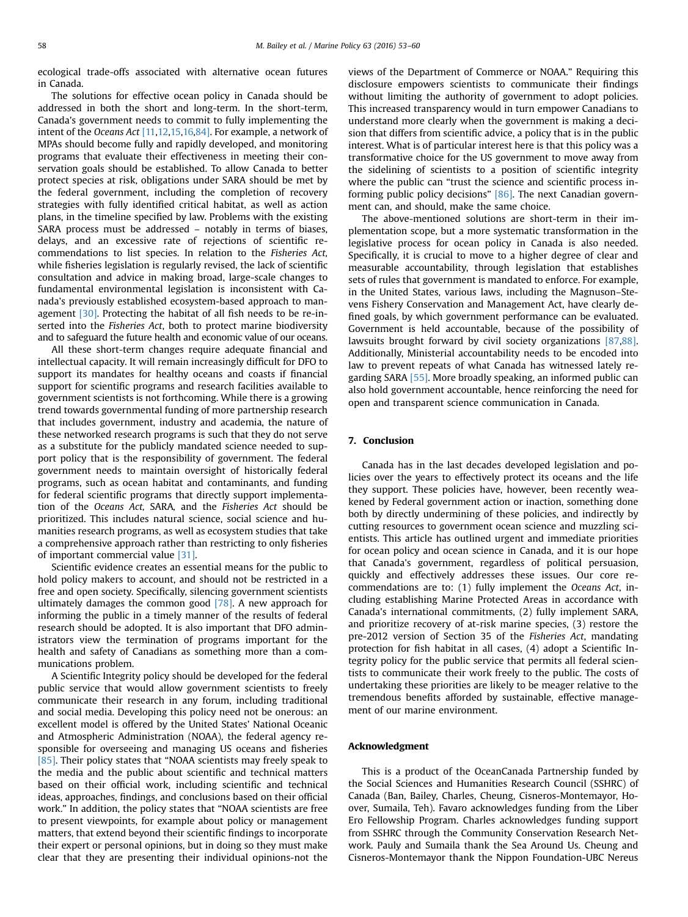ecological trade-offs associated with alternative ocean futures in Canada.

The solutions for effective ocean policy in Canada should be addressed in both the short and long-term. In the short-term, Canada's government needs to commit to fully implementing the intent of the *Oceans Act* [11,12,15,16,84]. For example, a network of MPAs should become fully and rapidly developed, and monitoring programs that evaluate their effectiveness in meeting their conservation goals should be established. To allow Canada to better protect species at risk, obligations under SARA should be met by the federal government, including the completion of recovery strategies with fully identified critical habitat, as well as action plans, in the timeline specified by law. Problems with the existing SARA process must be addressed – notably in terms of biases, delays, and an excessive rate of rejections of scientific recommendations to list species. In relation to the *Fisheries Act,* while fisheries legislation is regularly revised, the lack of scientific consultation and advice in making broad, large-scale changes to fundamental environmental legislation is inconsistent with Canada's previously established ecosystem-based approach to management [30]. Protecting the habitat of all fish needs to be re-inserted into the *Fisheries Act*, both to protect marine biodiversity and to safeguard the future health and economic value of our oceans.

All these short-term changes require adequate financial and intellectual capacity. It will remain increasingly difficult for DFO to support its mandates for healthy oceans and coasts if financial support for scientific programs and research facilities available to government scientists is not forthcoming. While there is a growing trend towards governmental funding of more partnership research that includes government, industry and academia, the nature of these networked research programs is such that they do not serve as a substitute for the publicly mandated science needed to support policy that is the responsibility of government. The federal government needs to maintain oversight of historically federal programs, such as ocean habitat and contaminants, and funding for federal scientific programs that directly support implementation of the *Oceans Act,* SARA, and the *Fisheries Act* should be prioritized. This includes natural science, social science and humanities research programs, as well as ecosystem studies that take a comprehensive approach rather than restricting to only fisheries of important commercial value [31].

Scientific evidence creates an essential means for the public to hold policy makers to account, and should not be restricted in a free and open society. Specifically, silencing government scientists ultimately damages the common good [78]. A new approach for informing the public in a timely manner of the results of federal research should be adopted. It is also important that DFO administrators view the termination of programs important for the health and safety of Canadians as something more than a communications problem.

A Scientific Integrity policy should be developed for the federal public service that would allow government scientists to freely communicate their research in any forum, including traditional and social media. Developing this policy need not be onerous: an excellent model is offered by the United States' National Oceanic and Atmospheric Administration (NOAA), the federal agency responsible for overseeing and managing US oceans and fisheries [85]. Their policy states that "NOAA scientists may freely speak to the media and the public about scientific and technical matters based on their official work, including scientific and technical ideas, approaches, findings, and conclusions based on their official work." In addition, the policy states that "NOAA scientists are free to present viewpoints, for example about policy or management matters, that extend beyond their scientific findings to incorporate their expert or personal opinions, but in doing so they must make clear that they are presenting their individual opinions-not the views of the Department of Commerce or NOAA." Requiring this disclosure empowers scientists to communicate their findings without limiting the authority of government to adopt policies. This increased transparency would in turn empower Canadians to understand more clearly when the government is making a decision that differs from scientific advice, a policy that is in the public interest. What is of particular interest here is that this policy was a transformative choice for the US government to move away from the sidelining of scientists to a position of scientific integrity where the public can "trust the science and scientific process informing public policy decisions" [86]. The next Canadian government can, and should, make the same choice.

The above-mentioned solutions are short-term in their implementation scope, but a more systematic transformation in the legislative process for ocean policy in Canada is also needed. Specifically, it is crucial to move to a higher degree of clear and measurable accountability, through legislation that establishes sets of rules that government is mandated to enforce. For example, in the United States, various laws, including the Magnuson–Stevens Fishery Conservation and Management Act, have clearly defined goals, by which government performance can be evaluated. Government is held accountable, because of the possibility of lawsuits brought forward by civil society organizations [87,88]. Additionally, Ministerial accountability needs to be encoded into law to prevent repeats of what Canada has witnessed lately regarding SARA [55]. More broadly speaking, an informed public can also hold government accountable, hence reinforcing the need for open and transparent science communication in Canada.

## 7. Conclusion

Canada has in the last decades developed legislation and policies over the years to effectively protect its oceans and the life they support. These policies have, however, been recently weakened by Federal government action or inaction, something done both by directly undermining of these policies, and indirectly by cutting resources to government ocean science and muzzling scientists. This article has outlined urgent and immediate priorities for ocean policy and ocean science in Canada, and it is our hope that Canada's government, regardless of political persuasion, quickly and effectively addresses these issues. Our core recommendations are to: (1) fully implement the *Oceans Act*, including establishing Marine Protected Areas in accordance with Canada's international commitments, (2) fully implement SARA, and prioritize recovery of at-risk marine species, (3) restore the pre-2012 version of Section 35 of the *Fisheries Act*, mandating protection for fish habitat in all cases, (4) adopt a Scientific Integrity policy for the public service that permits all federal scientists to communicate their work freely to the public. The costs of undertaking these priorities are likely to be meager relative to the tremendous benefits afforded by sustainable, effective management of our marine environment.

## Acknowledgment

This is a product of the OceanCanada Partnership funded by the Social Sciences and Humanities Research Council (SSHRC) of Canada (Ban, Bailey, Charles, Cheung, Cisneros-Montemayor, Hoover, Sumaila, Teh). Favaro acknowledges funding from the Liber Ero Fellowship Program. Charles acknowledges funding support from SSHRC through the Community Conservation Research Network. Pauly and Sumaila thank the Sea Around Us. Cheung and Cisneros-Montemayor thank the Nippon Foundation-UBC Nereus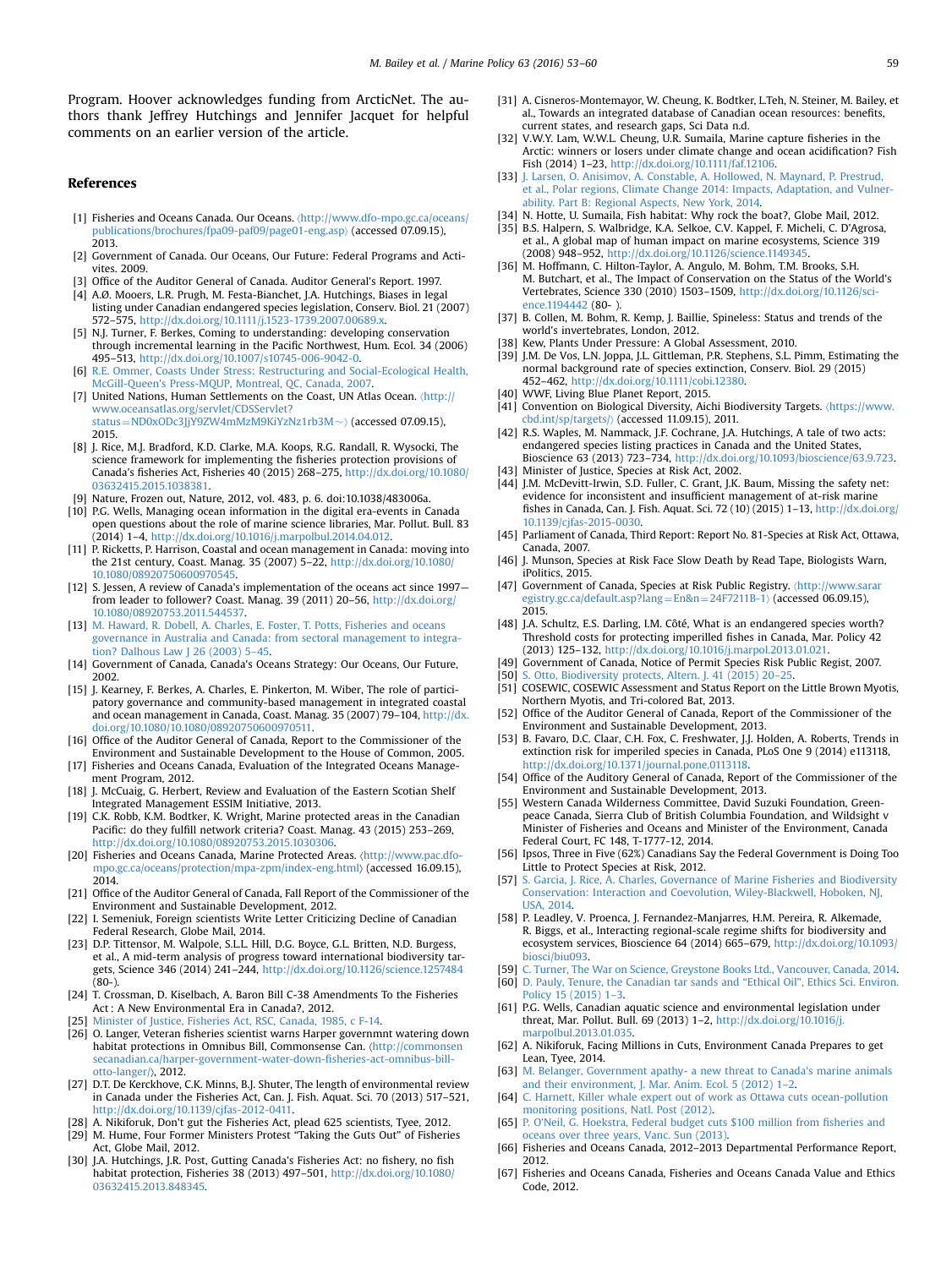Program. Hoover acknowledges funding from ArcticNet. The authors thank Jeffrey Hutchings and Jennifer Jacquet for helpful comments on an earlier version of the article.

## References

[1] Fisheries and Oceans Canada. Our Oceans. ⟨http://www.dfo-mpo.gc.ca/oceans/publications/brochures/fpa09-paf09/page01-eng.asp⟩ (accessed 07.09.15), 2013.

[2] Government of Canada. Our Oceans, Our Future: Federal Programs and Activities. 2009.

[3] Office of the Auditor General of Canada. Auditor General's Report. 1997.

[4] A.Ø. Mooers, L.R. Prugh, M. Festa-Bianchet, J.A. Hutchings, Biases in legal listing under Canadian endangered species legislation, Conserv. Biol. 21 (2007) 572–575, http://dx.doi.org/10.1111/j.1523-1739.2007.00689.x.

[5] N.J. Turner, F. Berkes, Coming to understanding: developing conservation through incremental learning in the Pacific Northwest, Hum. Ecol. 34 (2006) 495–513, http://dx.doi.org/10.1007/s10745-006-9042-0.

[6] R.E. Ommer, Coasts Under Stress: Restructuring and Social-Ecological Health, McGill-Queen's Press-MQUP, Montreal, QC, Canada, 2007.

[7] United Nations, Human Settlements on the Coast, UN Atlas Ocean. ⟨http://www.oceansatlas.org/servlet/CDSServlet?status=ND0xODc3JjY9ZW4mMzM9KiYzNz1rb3M~⟩ (accessed 07.09.15), 2015.

[8] J. Rice, M.J. Bradford, K.D. Clarke, M.A. Koops, R.G. Randall, R. Wysocki, The science framework for implementing the fisheries protection provisions of Canada's fisheries Act, Fisheries 40 (2015) 268–275, http://dx.doi.org/10.1080/03632415.2015.1038381.

[9] Nature, Frozen out, Nature, 2012, vol. 483, p. 6. doi:10.1038/483006a.

[10] P.G. Wells, Managing ocean information in the digital era-events in Canada open questions about the role of marine science libraries, Mar. Pollut. Bull. 83 (2014) 1–4, http://dx.doi.org/10.1016/j.marpolbul.2014.04.012.

[11] P. Ricketts, P. Harrison, Coastal and ocean management in Canada: moving into the 21st century, Coast. Manag. 35 (2007) 5–22, http://dx.doi.org/10.1080/10.1080/08920750600970545.

[12] S. Jessen, A review of Canada's implementation of the oceans act since 1997—from leader to follower? Coast. Manag. 39 (2011) 20–56, http://dx.doi.org/10.1080/08920753.2011.544537.

[13] M. Haward, R. Dobell, A. Charles, E. Foster, T. Potts, Fisheries and oceans governance in Australia and Canada: from sectoral management to integration? Dalhous Law J 26 (2003) 5–45.

[14] Government of Canada, Canada's Oceans Strategy: Our Oceans, Our Future, 2002.

[15] J. Kearney, F. Berkes, A. Charles, E. Pinkerton, M. Wiber, The role of participatory governance and community-based management in integrated coastal and ocean management in Canada, Coast. Manag. 35 (2007) 79–104, http://dx.doi.org/10.1080/10.1080/08920750600970511.

[16] Office of the Auditor General of Canada, Report to the Commissioner of the Environment and Sustainable Development to the House of Common, 2005.

[17] Fisheries and Oceans Canada, Evaluation of the Integrated Oceans Management Program, 2012.

[18] J. McCuaig, G. Herbert, Review and Evaluation of the Eastern Scotian Shelf Integrated Management ESSIM Initiative, 2013.

[19] C.K. Robb, K.M. Bodtker, K. Wright, Marine protected areas in the Canadian Pacific: do they fulfill network criteria? Coast. Manag. 43 (2015) 253–269, http://dx.doi.org/10.1080/08920753.2015.1030306.

[20] Fisheries and Oceans Canada, Marine Protected Areas. ⟨http://www.pac.dfo-mpo.gc.ca/oceans/protection/mpa-zpm/index-eng.html⟩ (accessed 16.09.15), 2014.

[21] Office of the Auditor General of Canada, Fall Report of the Commissioner of the Environment and Sustainable Development, 2012.

[22] I. Semeniuk, Foreign scientists Write Letter Criticizing Decline of Canadian Federal Research, Globe Mail, 2014.

[23] D.P. Tittensor, M. Walpole, S.L.L. Hill, D.G. Boyce, G.L. Britten, N.D. Burgess, et al., A mid-term analysis of progress toward international biodiversity targets, Science 346 (2014) 241–244, http://dx.doi.org/10.1126/science.1257484 (80-).

[24] T. Crossman, D. Kiselbach, A. Baron Bill C-38 Amendments To the Fisheries Act : A New Environmental Era in Canada?, 2012.

[25] Minister of Justice, Fisheries Act, RSC, Canada, 1985, c F-14.

[26] O. Langer, Veteran fisheries scientist warns Harper governmnt watering down habitat protections in Omnibus Bill, Commonsense Can. ⟨http://commonsensecanadian.ca/harper-government-water-down-fisheries-act-omnibus-bill-otto-langer/⟩, 2012.

[27] D.T. De Kerckhove, C.K. Minns, B.J. Shuter, The length of environmental review in Canada under the Fisheries Act, Can. J. Fish. Aquat. Sci. 70 (2013) 517–521, http://dx.doi.org/10.1139/cjfas-2012-0411.

[28] A. Nikiforuk, Don't gut the Fisheries Act, plead 625 scientists, Tyee, 2012.

[29] M. Hume, Four Former Ministers Protest "Taking the Guts Out" of Fisheries Act, Globe Mail, 2012.

[30] J.A. Hutchings, J.R. Post, Gutting Canada's Fisheries Act: no fishery, no fish habitat protection, Fisheries 38 (2013) 497–501, http://dx.doi.org/10.1080/03632415.2013.848345.

[31] A. Cisneros-Montemayor, W. Cheung, K. Bodtker, L.Teh, N. Steiner, M. Bailey, et al., Towards an integrated database of Canadian ocean resources: benefits, current states, and research gaps, Sci Data n.d.

[32] V.W.Y. Lam, W.W.L. Cheung, U.R. Sumaila, Marine capture fisheries in the Arctic: winners or losers under climate change and ocean acidification? Fish Fish (2014) 1–23, http://dx.doi.org/10.1111/faf.12106.

[33] J. Larsen, O. Anisimov, A. Constable, A. Hollowed, N. Maynard, P. Prestrud, et al., Polar regions, Climate Change 2014: Impacts, Adaptation, and Vulnerability. Part B: Regional Aspects, New York, 2014.

[34] N. Hotte, U. Sumaila, Fish habitat: Why rock the boat?, Globe Mail, 2012.

[35] B.S. Halpern, S. Walbridge, K.A. Selkoe, C.V. Kappel, F. Micheli, C. D'Agrosa, et al., A global map of human impact on marine ecosystems, Science 319 (2008) 948–952, http://dx.doi.org/10.1126/science.1149345.

[36] M. Hoffmann, C. Hilton-Taylor, A. Angulo, M. Bohm, T.M. Brooks, S.H. M. Butchart, et al., The Impact of Conservation on the Status of the World's Vertebrates, Science 330 (2010) 1503–1509, http://dx.doi.org/10.1126/science.1194442 (80- ).

[37] B. Collen, M. Bohm, R. Kemp, J. Baillie, Spineless: Status and trends of the world's invertebrates, London, 2012.

[38] Kew, Plants Under Pressure: A Global Assessment, 2010.

[39] J.M. De Vos, L.N. Joppa, J.L. Gittleman, P.R. Stephens, S.L. Pimm, Estimating the normal background rate of species extinction, Conserv. Biol. 29 (2015) 452–462, http://dx.doi.org/10.1111/cobi.12380.

[40] WWF, Living Blue Planet Report, 2015.

[41] Convention on Biological Diversity, Aichi Biodiversity Targets. ⟨https://www.cbd.int/sp/targets/⟩ (accessed 11.09.15), 2011.

[42] R.S. Waples, M. Nammack, J.F. Cochrane, J.A. Hutchings, A tale of two acts: endangered species listing practices in Canada and the United States, Bioscience 63 (2013) 723–734, http://dx.doi.org/10.1093/bioscience/63.9.723.

[43] Minister of Justice, Species at Risk Act, 2002.

[44] J.M. McDevitt-Irwin, S.D. Fuller, C. Grant, J.K. Baum, Missing the safety net: evidence for inconsistent and insufficient management of at-risk marine fishes in Canada, Can. J. Fish. Aquat. Sci. 72 (10) (2015) 1–13, http://dx.doi.org/10.1139/cjfas-2015-0030.

[45] Parliament of Canada, Third Report: Report No. 81-Species at Risk Act, Ottawa, Canada, 2007.

[46] J. Munson, Species at Risk Face Slow Death by Read Tape, Biologists Warn, iPolitics, 2015.

[47] Government of Canada, Species at Risk Public Registry. ⟨http://www.sararegistry.gc.ca/default.asp?lang=En&n=24F7211B-1⟩ (accessed 06.09.15), 2015.

[48] J.A. Schultz, E.S. Darling, I.M. Côté, What is an endangered species worth? Threshold costs for protecting imperilled fishes in Canada, Mar. Policy 42 (2013) 125–132, http://dx.doi.org/10.1016/j.marpol.2013.01.021.

[49] Government of Canada, Notice of Permit Species Risk Public Regist, 2007.

[50] S. Otto, Biodiversity protects, Altern. J. 41 (2015) 20–25.

[51] COSEWIC, COSEWIC Assessment and Status Report on the Little Brown Myotis, Northern Myotis, and Tri-colored Bat, 2013.

[52] Office of the Auditor General of Canada, Report of the Commissioner of the Environment and Sustainable Development, 2013.

[53] B. Favaro, D.C. Claar, C.H. Fox, C. Freshwater, J.J. Holden, A. Roberts, Trends in extinction risk for imperiled species in Canada, PLoS One 9 (2014) e113118, http://dx.doi.org/10.1371/journal.pone.0113118.

[54] Office of the Auditory General of Canada, Report of the Commissioner of the Environment and Sustainable Development, 2013.

[55] Western Canada Wilderness Committee, David Suzuki Foundation, Greenpeace Canada, Sierra Club of British Columbia Foundation, and Wildsight v Minister of Fisheries and Oceans and Minister of the Environment, Canada Federal Court, FC 148, T-1777-12, 2014.

[56] Ipsos, Three in Five (62%) Canadians Say the Federal Government is Doing Too Little to Protect Species at Risk, 2012.

[57] S. Garcia, J. Rice, A. Charles, Governance of Marine Fisheries and Biodiversity Conservation: Interaction and Coevolution, Wiley-Blackwell, Hoboken, NJ, USA, 2014.

[58] P. Leadley, V. Proenca, J. Fernandez-Manjarres, H.M. Pereira, R. Alkemade, R. Biggs, et al., Interacting regional-scale regime shifts for biodiversity and ecosystem services, Bioscience 64 (2014) 665–679, http://dx.doi.org/10.1093/biosci/biu093.

[59] C. Turner, The War on Science, Greystone Books Ltd., Vancouver, Canada, 2014.

[60] D. Pauly, Tenure, the Canadian tar sands and "Ethical Oil", Ethics Sci. Environ. Policy 15 (2015) 1–3.

[61] P.G. Wells, Canadian aquatic science and environmental legislation under threat, Mar. Pollut. Bull. 69 (2013) 1–2, http://dx.doi.org/10.1016/j.marpolbul.2013.01.035.

[62] A. Nikiforuk, Facing Millions in Cuts, Environment Canada Prepares to get Lean, Tyee, 2014.

[63] M. Belanger, Government apathy- a new threat to Canada's marine animals and their environment, J. Mar. Anim. Ecol. 5 (2012) 1–2.

[64] C. Harnett, Killer whale expert out of work as Ottawa cuts ocean-pollution monitoring positions, Natl. Post (2012).

[65] P. O'Neil, G. Hoekstra, Federal budget cuts $100 million from fisheries and oceans over three years, Vanc. Sun (2013).

[66] Fisheries and Oceans Canada, 2012–2013 Departmental Performance Report, 2012.

[67] Fisheries and Oceans Canada, Fisheries and Oceans Canada Value and Ethics Code, 2012.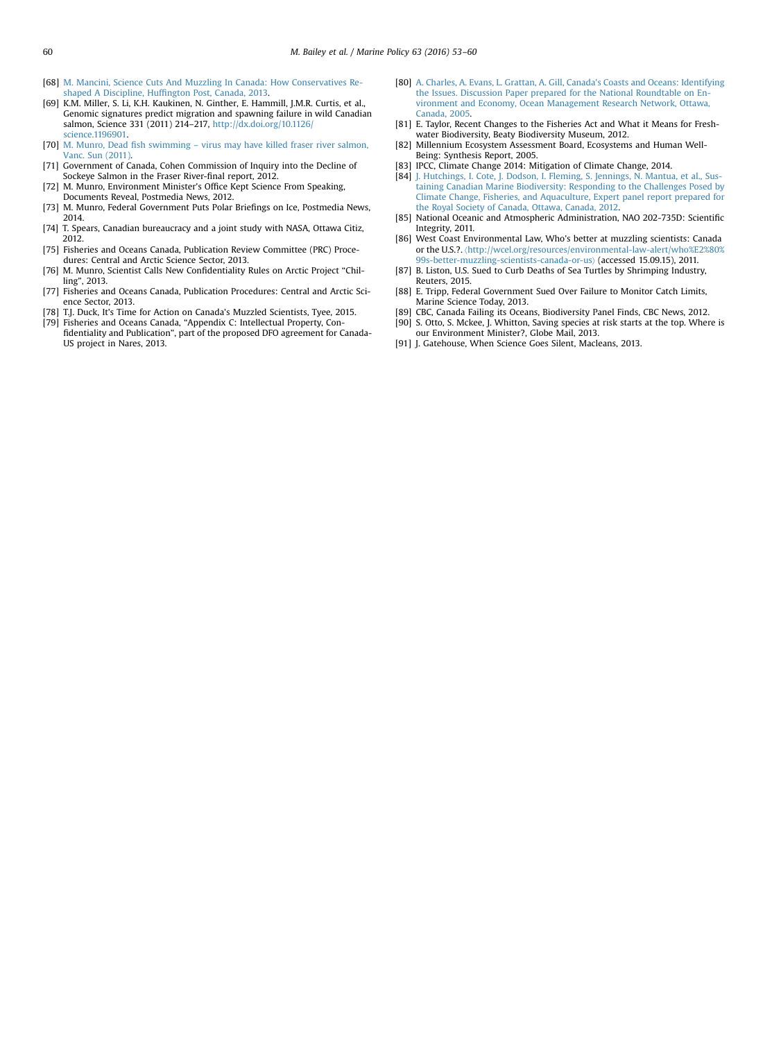[68] M. Mancini, Science Cuts And Muzzling In Canada: How Conservatives Reshaped A Discipline, Huffington Post, Canada, 2013.

[69] K.M. Miller, S. Li, K.H. Kaukinen, N. Ginther, E. Hammill, J.M.R. Curtis, et al., Genomic signatures predict migration and spawning failure in wild Canadian salmon, Science 331 (2011) 214–217, http://dx.doi.org/10.1126/science.1196901.

[70] M. Munro, Dead fish swimming – virus may have killed fraser river salmon, Vanc. Sun (2011).

[71] Government of Canada, Cohen Commission of Inquiry into the Decline of Sockeye Salmon in the Fraser River-final report, 2012.

[72] M. Munro, Environment Minister's Office Kept Science From Speaking, Documents Reveal, Postmedia News, 2012.

[73] M. Munro, Federal Government Puts Polar Briefings on Ice, Postmedia News, 2014.

[74] T. Spears, Canadian bureaucracy and a joint study with NASA, Ottawa Citiz, 2012.

[75] Fisheries and Oceans Canada, Publication Review Committee (PRC) Procedures: Central and Arctic Science Sector, 2013.

[76] M. Munro, Scientist Calls New Confidentiality Rules on Arctic Project "Chilling", 2013.

[77] Fisheries and Oceans Canada, Publication Procedures: Central and Arctic Science Sector, 2013.

[78] T.J. Duck, It's Time for Action on Canada's Muzzled Scientists, Tyee, 2015.

[79] Fisheries and Oceans Canada, "Appendix C: Intellectual Property, Confidentiality and Publication", part of the proposed DFO agreement for Canada-US project in Nares, 2013.

[80] A. Charles, A. Evans, L. Grattan, A. Gill, Canada's Coasts and Oceans: Identifying the Issues. Discussion Paper prepared for the National Roundtable on Environment and Economy, Ocean Management Research Network, Ottawa, Canada, 2005.

[81] E. Taylor, Recent Changes to the Fisheries Act and What it Means for Freshwater Biodiversity, Beaty Biodiversity Museum, 2012.

[82] Millennium Ecosystem Assessment Board, Ecosystems and Human Well-Being: Synthesis Report, 2005.

[83] IPCC, Climate Change 2014: Mitigation of Climate Change, 2014.

[84] J. Hutchings, I. Cote, J. Dodson, I. Fleming, S. Jennings, N. Mantua, et al., Sustaining Canadian Marine Biodiversity: Responding to the Challenges Posed by Climate Change, Fisheries, and Aquaculture, Expert panel report prepared for the Royal Society of Canada, Ottawa, Canada, 2012.

[85] National Oceanic and Atmospheric Administration, NAO 202-735D: Scientific Integrity, 2011.

[86] West Coast Environmental Law, Who's better at muzzling scientists: Canada or the U.S.?. ⟨http://wcel.org/resources/environmental-law-alert/who%E2%80%99s-better-muzzling-scientists-canada-or-us⟩ (accessed 15.09.15), 2011.

[87] B. Liston, U.S. Sued to Curb Deaths of Sea Turtles by Shrimping Industry, Reuters, 2015.

[88] E. Tripp, Federal Government Sued Over Failure to Monitor Catch Limits, Marine Science Today, 2013.

[89] CBC, Canada Failing its Oceans, Biodiversity Panel Finds, CBC News, 2012.

[90] S. Otto, S. Mckee, J. Whitton, Saving species at risk starts at the top. Where is our Environment Minister?, Globe Mail, 2013.

[91] J. Gatehouse, When Science Goes Silent, Macleans, 2013.